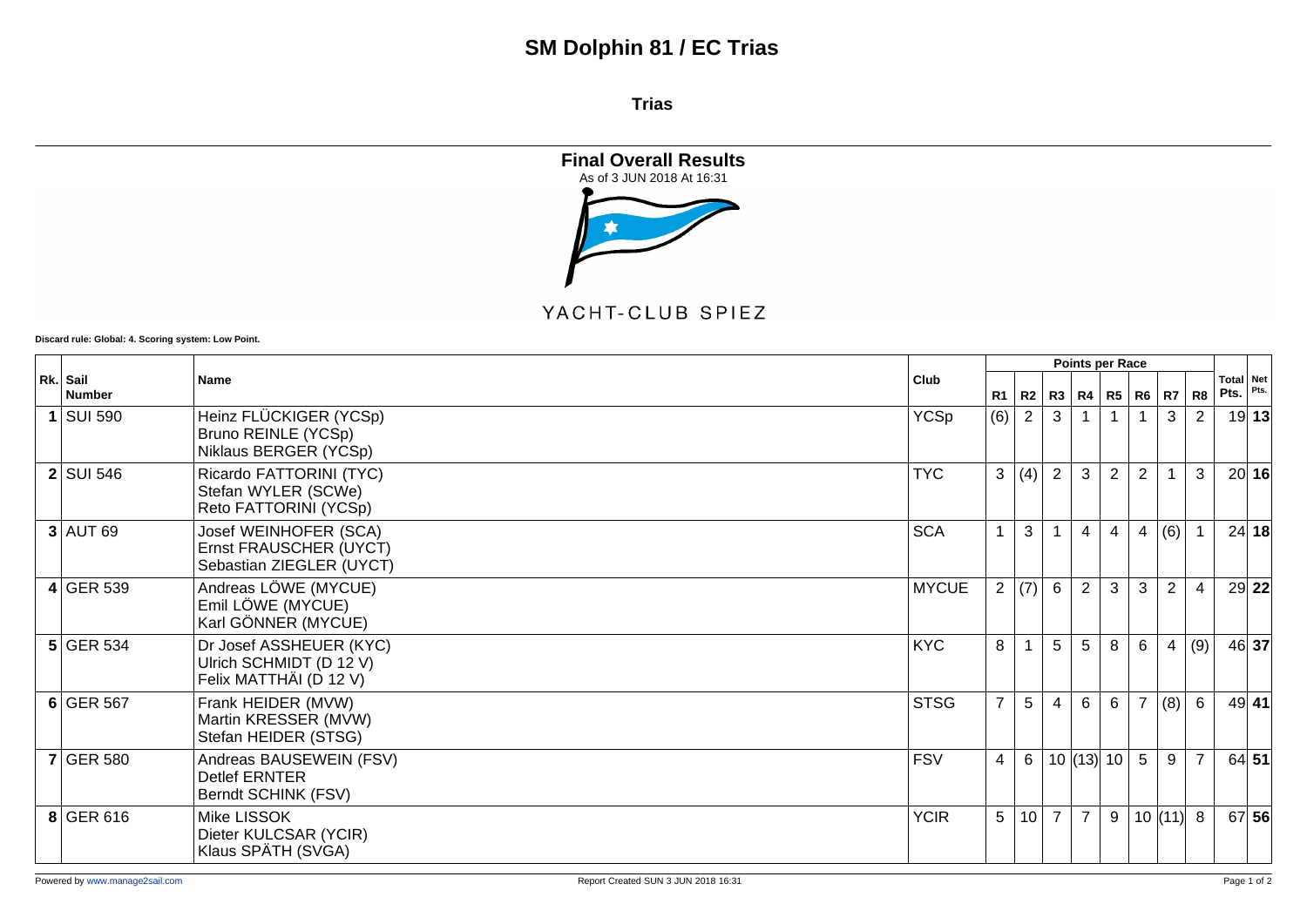# SM Dolphin 81 / EC Trias

## Trias

### Final Overall Results

As of 3 JUN 2018 At 16:31

YACHT-CLUB SPIEZ

**Discard rule: Global: 4. Scoring system: Low Point.**

| Rk. | Sail Number | Name | Club | R1 | R2 | R3 | R4 | R5 | R6 | R7 | R8 | Total Pts. | Net Pts. |
|---|---|---|---|---|---|---|---|---|---|---|---|---|---|
| **1** | SUI 590 | Heinz FLÜCKIGER (YCSp)<br>Bruno REINLE (YCSp)<br>Niklaus BERGER (YCSp) | YCSp | (6) | 2 | 3 | 1 | 1 | 1 | 3 | 2 | 19 | **13** |
| **2** | SUI 546 | Ricardo FATTORINI (TYC)<br>Stefan WYLER (SCWe)<br>Reto FATTORINI (YCSp) | TYC | 3 | (4) | 2 | 3 | 2 | 2 | 1 | 3 | 20 | **16** |
| **3** | AUT 69 | Josef WEINHOFER (SCA)<br>Ernst FRAUSCHER (UYCT)<br>Sebastian ZIEGLER (UYCT) | SCA | 1 | 3 | 1 | 4 | 4 | 4 | (6) | 1 | 24 | **18** |
| **4** | GER 539 | Andreas LÖWE (MYCUE)<br>Emil LÖWE (MYCUE)<br>Karl GÖNNER (MYCUE) | MYCUE | 2 | (7) | 6 | 2 | 3 | 3 | 2 | 4 | 29 | **22** |
| **5** | GER 534 | Dr Josef ASSHEUER (KYC)<br>Ulrich SCHMIDT (D 12 V)<br>Felix MATTHÄI (D 12 V) | KYC | 8 | 1 | 5 | 5 | 8 | 6 | 4 | (9) | 46 | **37** |
| **6** | GER 567 | Frank HEIDER (MVW)<br>Martin KRESSER (MVW)<br>Stefan HEIDER (STSG) | STSG | 7 | 5 | 4 | 6 | 6 | 7 | (8) | 6 | 49 | **41** |
| **7** | GER 580 | Andreas BAUSEWEIN (FSV)<br>Detlef ERNTER<br>Berndt SCHINK (FSV) | FSV | 4 | 6 | 10 | (13) | 10 | 5 | 9 | 7 | 64 | **51** |
| **8** | GER 616 | Mike LISSOK<br>Dieter KULCSAR (YCIR)<br>Klaus SPÄTH (SVGA) | YCIR | 5 | 10 | 7 | 7 | 9 | 10 | (11) | 8 | 67 | **56** |

Powered by www.manage2sail.com Report Created SUN 3 JUN 2018 16:31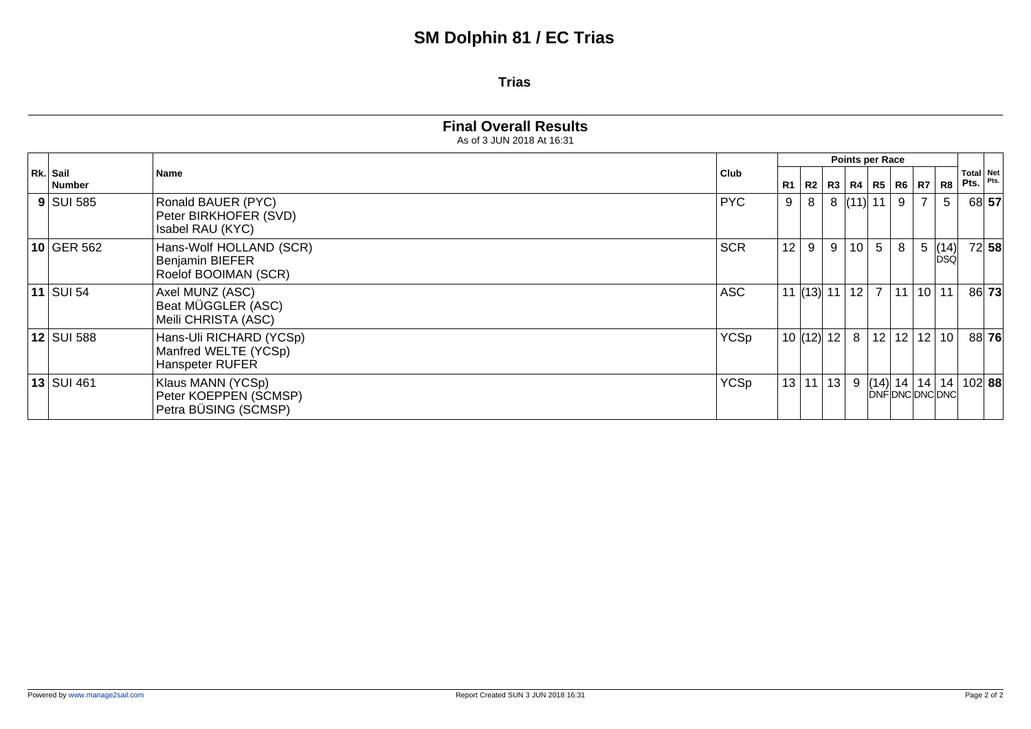# SM Dolphin 81 / EC Trias

## Trias

### Final Overall Results

As of 3 JUN 2018 At 16:31

| Rk. | Sail Number | Name | Club | R1 | R2 | R3 | R4 | R5 | R6 | R7 | R8 | Total Pts. | Net Pts. |
|---|---|---|---|---|---|---|---|---|---|---|---|---|---|
| **9** | SUI 585 | Ronald BAUER (PYC)<br>Peter BIRKHOFER (SVD)<br>Isabel RAU (KYC) | PYC | 9 | 8 | 8 | (11) | 11 | 9 | 7 | 5 | 68 | **57** |
| **10** | GER 562 | Hans-Wolf HOLLAND (SCR)<br>Benjamin BIEFER<br>Roelof BOOIMAN (SCR) | SCR | 12 | 9 | 9 | 10 | 5 | 8 | 5 | (14) DSQ | 72 | **58** |
| **11** | SUI 54 | Axel MUNZ (ASC)<br>Beat MÜGGLER (ASC)<br>Meili CHRISTA (ASC) | ASC | 11 | (13) | 11 | 12 | 7 | 11 | 10 | 11 | 86 | **73** |
| **12** | SUI 588 | Hans-Uli RICHARD (YCSp)<br>Manfred WELTE (YCSp)<br>Hanspeter RUFER | YCSp | 10 | (12) | 12 | 8 | 12 | 12 | 12 | 10 | 88 | **76** |
| **13** | SUI 461 | Klaus MANN (YCSp)<br>Peter KOEPPEN (SCMSP)<br>Petra BÜSING (SCMSP) | YCSp | 13 | 11 | 13 | 9 | (14) DNF | 14 DNC | 14 DNC | 14 DNC | 102 | **88** |

Powered by www.manage2sail.com

Report Created SUN 3 JUN 2018 16:31